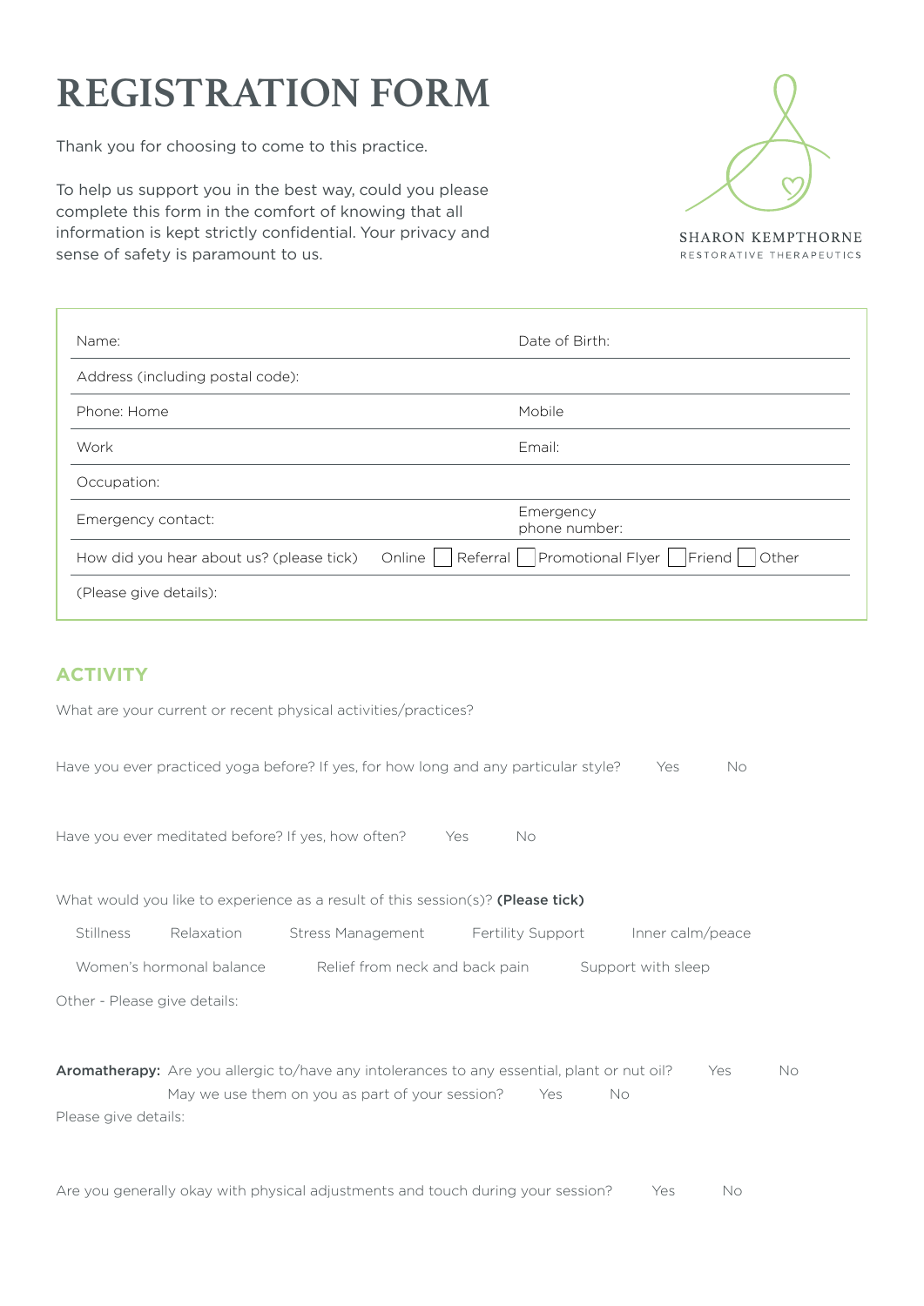# REGISTRATION FORM

Thank you for choosing to come to this practice.

To help us support you in the best way, could you please complete this form in the comfort of knowing that all information is kept strictly confidential. Your privacy and sense of safety is paramount to us.

SHARON KEMPTHORNE
RESTORATIVE THERAPEUTICS

| | |
|---|---|
| Name: | Date of Birth: |
| Address (including postal code): | |
| Phone: Home | Mobile |
| Work | Email: |
| Occupation: | |
| Emergency contact: | Emergency phone number: |
| How did you hear about us? (please tick) | Online ☐ Referral ☐ Promotional Flyer ☐ Friend ☐ Other |
| (Please give details): | |

## ACTIVITY

What are your current or recent physical activities/practices?

Have you ever practiced yoga before? If yes, for how long and any particular style? Yes No

Have you ever meditated before? If yes, how often? Yes No

What would you like to experience as a result of this session(s)? **(Please tick)**

Stillness  Relaxation  Stress Management  Fertility Support  Inner calm/peace

Women's hormonal balance  Relief from neck and back pain  Support with sleep

Other - Please give details:

**Aromatherapy:** Are you allergic to/have any intolerances to any essential, plant or nut oil? Yes No

May we use them on you as part of your session? Yes No

Please give details:

Are you generally okay with physical adjustments and touch during your session? Yes No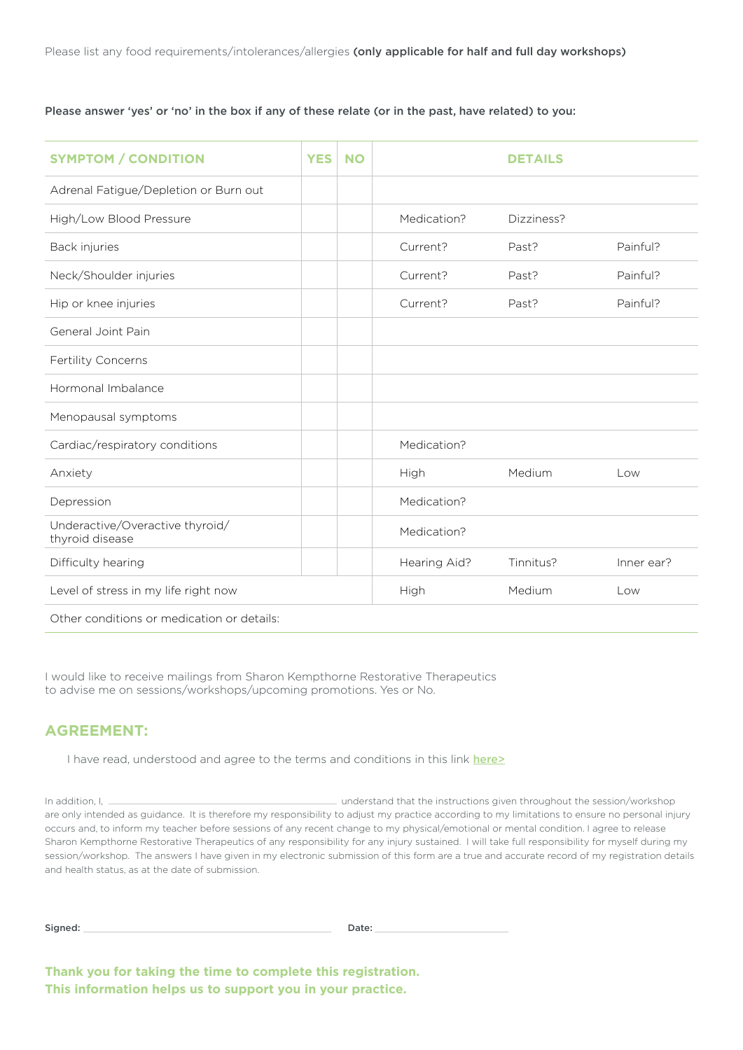Please list any food requirements/intolerances/allergies **(only applicable for half and full day workshops)**

**Please answer 'yes' or 'no' in the box if any of these relate (or in the past, have related) to you:**

| SYMPTOM / CONDITION | YES | NO | DETAILS | | |
|---|---|---|---|---|---|
| Adrenal Fatigue/Depletion or Burn out | | | | | |
| High/Low Blood Pressure | | | Medication? | Dizziness? | |
| Back injuries | | | Current? | Past? | Painful? |
| Neck/Shoulder injuries | | | Current? | Past? | Painful? |
| Hip or knee injuries | | | Current? | Past? | Painful? |
| General Joint Pain | | | | | |
| Fertility Concerns | | | | | |
| Hormonal Imbalance | | | | | |
| Menopausal symptoms | | | | | |
| Cardiac/respiratory conditions | | | Medication? | | |
| Anxiety | | | High | Medium | Low |
| Depression | | | Medication? | | |
| Underactive/Overactive thyroid/ thyroid disease | | | Medication? | | |
| Difficulty hearing | | | Hearing Aid? | Tinnitus? | Inner ear? |
| Level of stress in my life right now | | | High | Medium | Low |
| Other conditions or medication or details: | | | | | |

I would like to receive mailings from Sharon Kempthorne Restorative Therapeutics to advise me on sessions/workshops/upcoming promotions. Yes or No.

## AGREEMENT:

I have read, understood and agree to the terms and conditions in this link here>

In addition, I, \_\_\_\_\_\_\_\_\_\_\_\_\_\_\_\_\_\_\_\_\_\_\_\_\_\_\_\_\_\_ understand that the instructions given throughout the session/workshop are only intended as guidance. It is therefore my responsibility to adjust my practice according to my limitations to ensure no personal injury occurs and, to inform my teacher before sessions of any recent change to my physical/emotional or mental condition. I agree to release Sharon Kempthorne Restorative Therapeutics of any responsibility for any injury sustained. I will take full responsibility for myself during my session/workshop. The answers I have given in my electronic submission of this form are a true and accurate record of my registration details and health status, as at the date of submission.

**Signed:** \_\_\_\_\_\_\_\_\_\_\_\_\_\_\_\_\_\_\_\_\_\_\_\_\_\_\_\_\_\_ **Date:** \_\_\_\_\_\_\_\_\_\_\_\_\_\_\_\_

**Thank you for taking the time to complete this registration.**
**This information helps us to support you in your practice.**